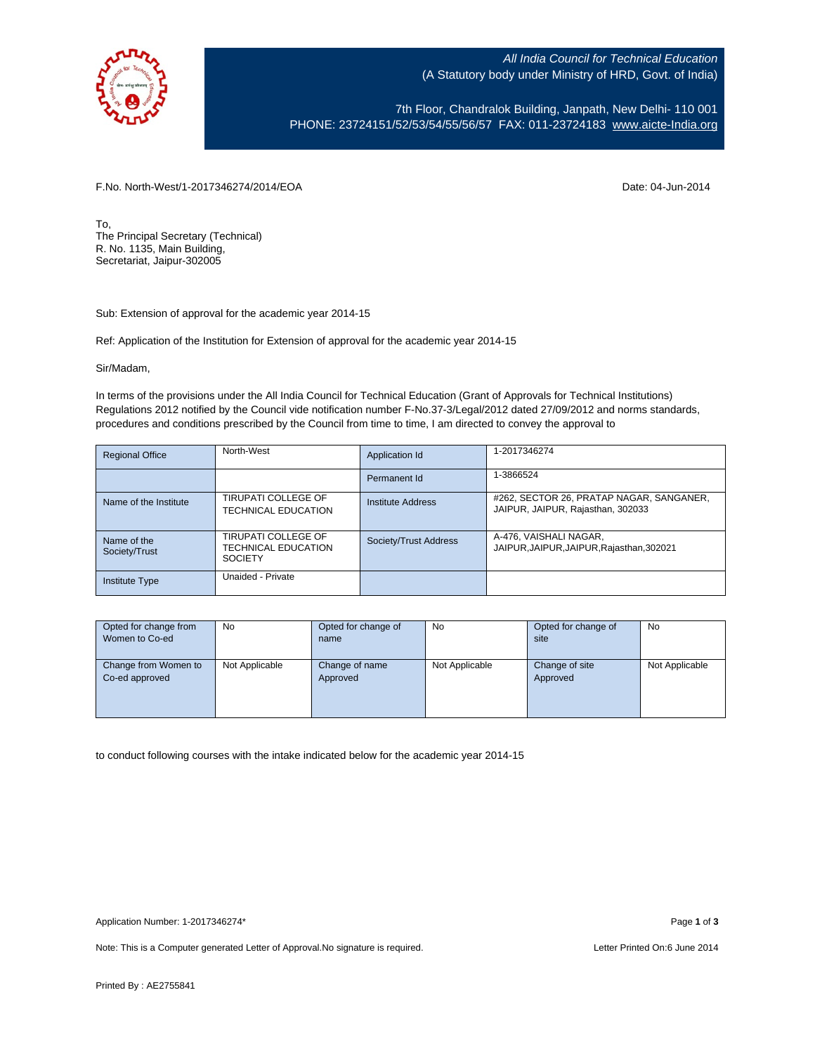*All India Council for Technical Education*
(A Statutory body under Ministry of HRD, Govt. of India)

7th Floor, Chandralok Building, Janpath, New Delhi- 110 001
PHONE: 23724151/52/53/54/55/56/57 FAX: 011-23724183 www.aicte-India.org

F.No. North-West/1-2017346274/2014/EOA

Date: 04-Jun-2014

To,
The Principal Secretary (Technical)
R. No. 1135, Main Building,
Secretariat, Jaipur-302005

Sub: Extension of approval for the academic year 2014-15

Ref: Application of the Institution for Extension of approval for the academic year 2014-15

Sir/Madam,

In terms of the provisions under the All India Council for Technical Education (Grant of Approvals for Technical Institutions) Regulations 2012 notified by the Council vide notification number F-No.37-3/Legal/2012 dated 27/09/2012 and norms standards, procedures and conditions prescribed by the Council from time to time, I am directed to convey the approval to

| Regional Office | North-West | Application Id | 1-2017346274 |
|---|---|---|---|
| | | Permanent Id | 1-3866524 |
| Name of the Institute | TIRUPATI COLLEGE OF TECHNICAL EDUCATION | Institute Address | #262, SECTOR 26, PRATAP NAGAR, SANGANER, JAIPUR, JAIPUR, Rajasthan, 302033 |
| Name of the Society/Trust | TIRUPATI COLLEGE OF TECHNICAL EDUCATION SOCIETY | Society/Trust Address | A-476, VAISHALI NAGAR, JAIPUR,JAIPUR,JAIPUR,Rajasthan,302021 |
| Institute Type | Unaided - Private | | |

| Opted for change from Women to Co-ed | No | Opted for change of name | No | Opted for change of site | No |
|---|---|---|---|---|---|
| Change from Women to Co-ed approved | Not Applicable | Change of name Approved | Not Applicable | Change of site Approved | Not Applicable |

to conduct following courses with the intake indicated below for the academic year 2014-15

Application Number: 1-2017346274*

Note: This is a Computer generated Letter of Approval.No signature is required.

Letter Printed On:6 June 2014

Printed By : AE2755841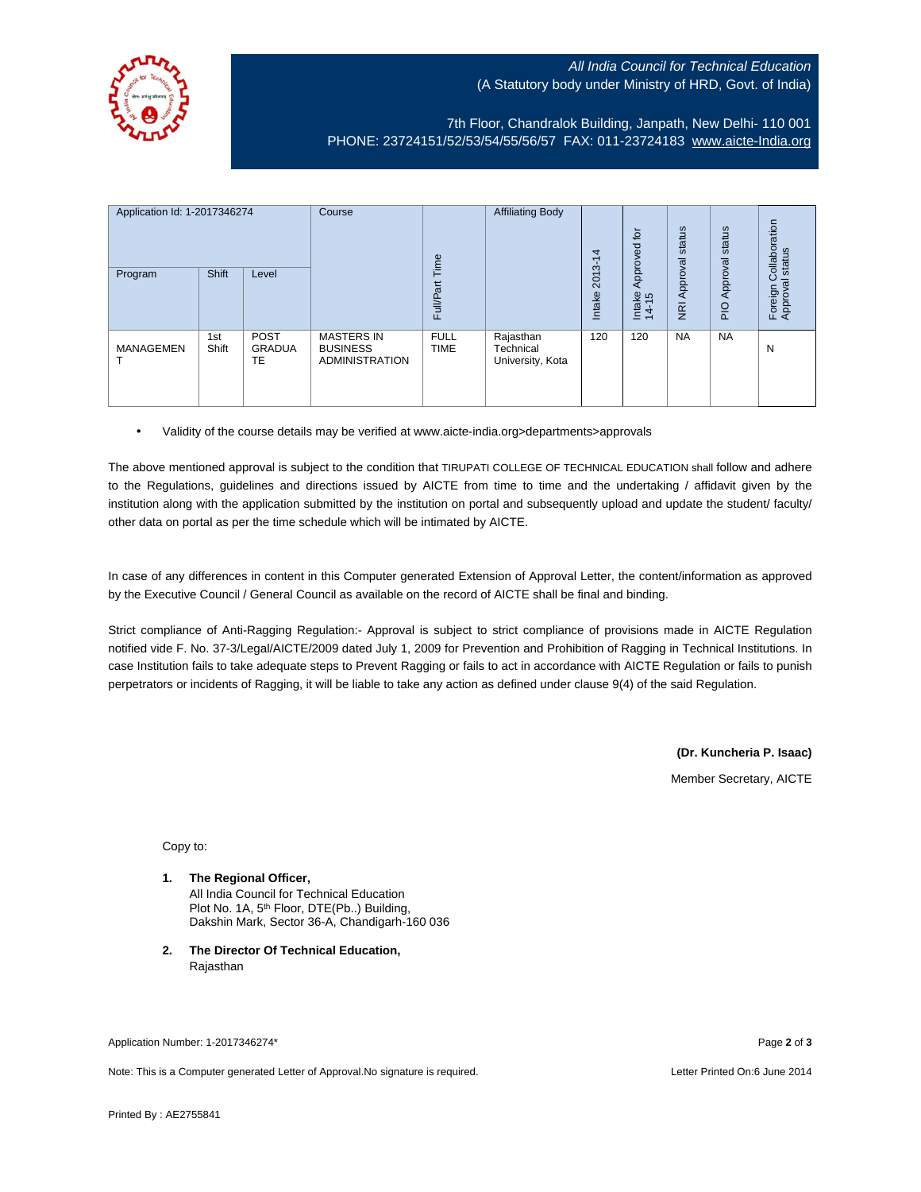All India Council for Technical Education
(A Statutory body under Ministry of HRD, Govt. of India)

7th Floor, Chandralok Building, Janpath, New Delhi- 110 001
PHONE: 23724151/52/53/54/55/56/57 FAX: 011-23724183 www.aicte-India.org

| Application Id: 1-2017346274 | | | Course | Full/Part Time | Affiliating Body | Intake 2013-14 | Intake Approved for 14-15 | NRI Approval status | PIO Approval status | Foreign Collaboration Approval status |
|---|---|---|---|---|---|---|---|---|---|---|
| Program | Shift | Level | | | | | | | | |
| MANAGEMENT | 1st Shift | POST GRADUATE | MASTERS IN BUSINESS ADMINISTRATION | FULL TIME | Rajasthan Technical University, Kota | 120 | 120 | NA | NA | N |

- Validity of the course details may be verified at www.aicte-india.org>departments>approvals

The above mentioned approval is subject to the condition that TIRUPATI COLLEGE OF TECHNICAL EDUCATION shall follow and adhere to the Regulations, guidelines and directions issued by AICTE from time to time and the undertaking / affidavit given by the institution along with the application submitted by the institution on portal and subsequently upload and update the student/ faculty/ other data on portal as per the time schedule which will be intimated by AICTE.

In case of any differences in content in this Computer generated Extension of Approval Letter, the content/information as approved by the Executive Council / General Council as available on the record of AICTE shall be final and binding.

Strict compliance of Anti-Ragging Regulation:- Approval is subject to strict compliance of provisions made in AICTE Regulation notified vide F. No. 37-3/Legal/AICTE/2009 dated July 1, 2009 for Prevention and Prohibition of Ragging in Technical Institutions. In case Institution fails to take adequate steps to Prevent Ragging or fails to act in accordance with AICTE Regulation or fails to punish perpetrators or incidents of Ragging, it will be liable to take any action as defined under clause 9(4) of the said Regulation.

**(Dr. Kuncheria P. Isaac)**

Member Secretary, AICTE

Copy to:

1. **The Regional Officer,**
   All India Council for Technical Education
   Plot No. 1A, 5th Floor, DTE(Pb..) Building,
   Dakshin Mark, Sector 36-A, Chandigarh-160 036

2. **The Director Of Technical Education,**
   Rajasthan

Application Number: 1-2017346274*

Note: This is a Computer generated Letter of Approval.No signature is required.

Letter Printed On:6 June 2014

Printed By : AE2755841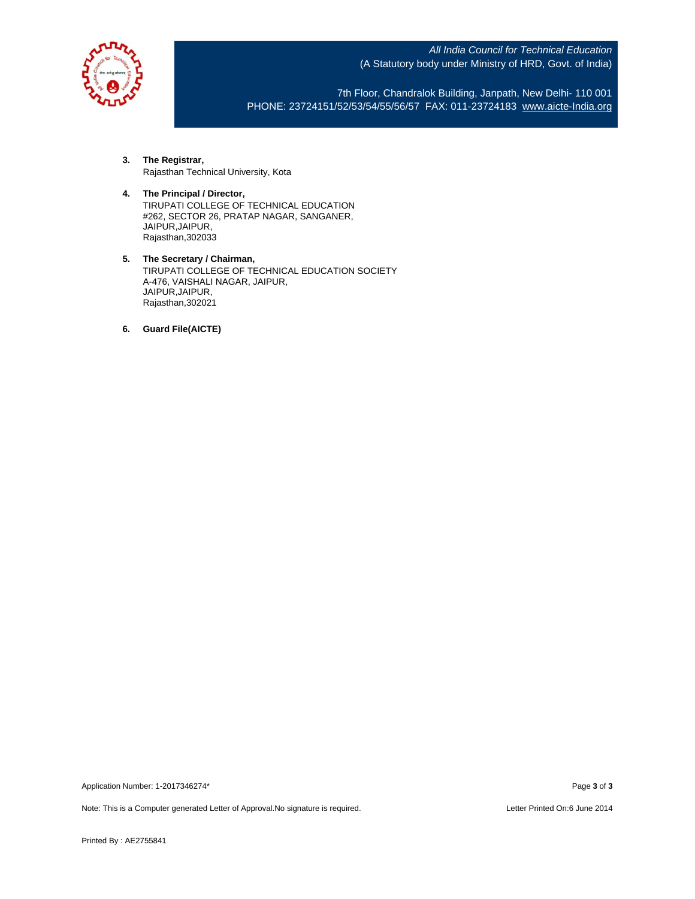3. **The Registrar,**
   Rajasthan Technical University, Kota

4. **The Principal / Director,**
   TIRUPATI COLLEGE OF TECHNICAL EDUCATION
   #262, SECTOR 26, PRATAP NAGAR, SANGANER,
   JAIPUR,JAIPUR,
   Rajasthan,302033

5. **The Secretary / Chairman,**
   TIRUPATI COLLEGE OF TECHNICAL EDUCATION SOCIETY
   A-476, VAISHALI NAGAR, JAIPUR,
   JAIPUR,JAIPUR,
   Rajasthan,302021

6. **Guard File(AICTE)**

Application Number: 1-2017346274*

Note: This is a Computer generated Letter of Approval.No signature is required.

Letter Printed On:6 June 2014

Printed By : AE2755841